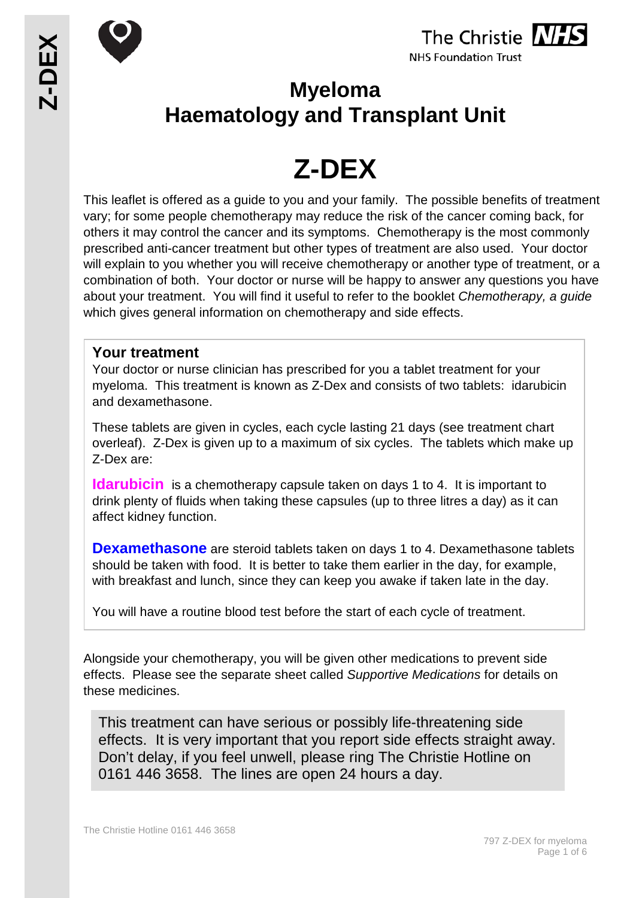# Myeloma
# Haematology and Transplant Unit

# Z-DEX

This leaflet is offered as a guide to you and your family. The possible benefits of treatment vary; for some people chemotherapy may reduce the risk of the cancer coming back, for others it may control the cancer and its symptoms. Chemotherapy is the most commonly prescribed anti-cancer treatment but other types of treatment are also used. Your doctor will explain to you whether you will receive chemotherapy or another type of treatment, or a combination of both. Your doctor or nurse will be happy to answer any questions you have about your treatment. You will find it useful to refer to the booklet *Chemotherapy, a guide* which gives general information on chemotherapy and side effects.

## Your treatment

Your doctor or nurse clinician has prescribed for you a tablet treatment for your myeloma. This treatment is known as Z-Dex and consists of two tablets: idarubicin and dexamethasone.

These tablets are given in cycles, each cycle lasting 21 days (see treatment chart overleaf). Z-Dex is given up to a maximum of six cycles. The tablets which make up Z-Dex are:

**Idarubicin** is a chemotherapy capsule taken on days 1 to 4. It is important to drink plenty of fluids when taking these capsules (up to three litres a day) as it can affect kidney function.

**Dexamethasone** are steroid tablets taken on days 1 to 4. Dexamethasone tablets should be taken with food. It is better to take them earlier in the day, for example, with breakfast and lunch, since they can keep you awake if taken late in the day.

You will have a routine blood test before the start of each cycle of treatment.

Alongside your chemotherapy, you will be given other medications to prevent side effects. Please see the separate sheet called *Supportive Medications* for details on these medicines.

This treatment can have serious or possibly life-threatening side effects. It is very important that you report side effects straight away. Don't delay, if you feel unwell, please ring The Christie Hotline on 0161 446 3658. The lines are open 24 hours a day.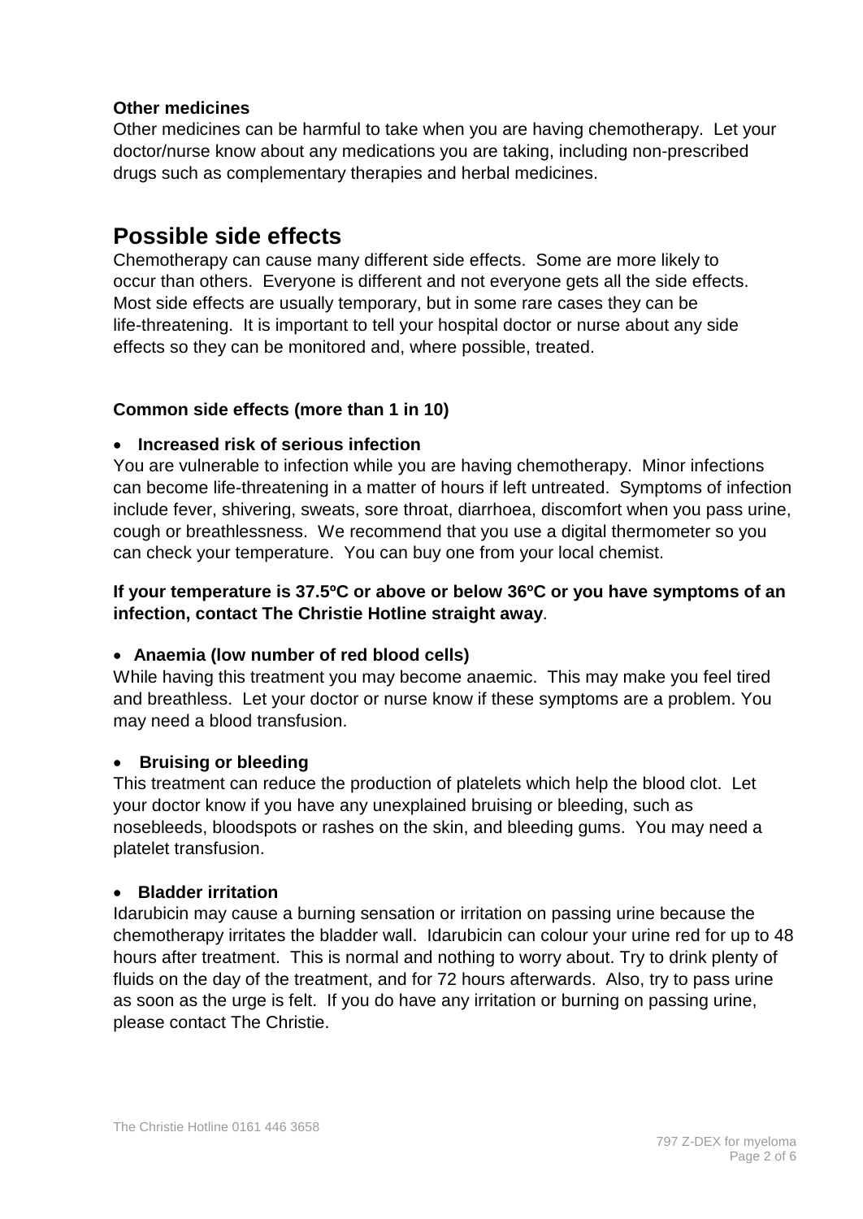**Other medicines**

Other medicines can be harmful to take when you are having chemotherapy. Let your doctor/nurse know about any medications you are taking, including non-prescribed drugs such as complementary therapies and herbal medicines.

## Possible side effects

Chemotherapy can cause many different side effects. Some are more likely to occur than others. Everyone is different and not everyone gets all the side effects. Most side effects are usually temporary, but in some rare cases they can be life-threatening. It is important to tell your hospital doctor or nurse about any side effects so they can be monitored and, where possible, treated.

**Common side effects (more than 1 in 10)**

- **Increased risk of serious infection**

You are vulnerable to infection while you are having chemotherapy. Minor infections can become life-threatening in a matter of hours if left untreated. Symptoms of infection include fever, shivering, sweats, sore throat, diarrhoea, discomfort when you pass urine, cough or breathlessness. We recommend that you use a digital thermometer so you can check your temperature. You can buy one from your local chemist.

**If your temperature is 37.5ºC or above or below 36ºC or you have symptoms of an infection, contact The Christie Hotline straight away**.

- **Anaemia (low number of red blood cells)**

While having this treatment you may become anaemic. This may make you feel tired and breathless. Let your doctor or nurse know if these symptoms are a problem. You may need a blood transfusion.

- **Bruising or bleeding**

This treatment can reduce the production of platelets which help the blood clot. Let your doctor know if you have any unexplained bruising or bleeding, such as nosebleeds, bloodspots or rashes on the skin, and bleeding gums. You may need a platelet transfusion.

- **Bladder irritation**

Idarubicin may cause a burning sensation or irritation on passing urine because the chemotherapy irritates the bladder wall. Idarubicin can colour your urine red for up to 48 hours after treatment. This is normal and nothing to worry about. Try to drink plenty of fluids on the day of the treatment, and for 72 hours afterwards. Also, try to pass urine as soon as the urge is felt. If you do have any irritation or burning on passing urine, please contact The Christie.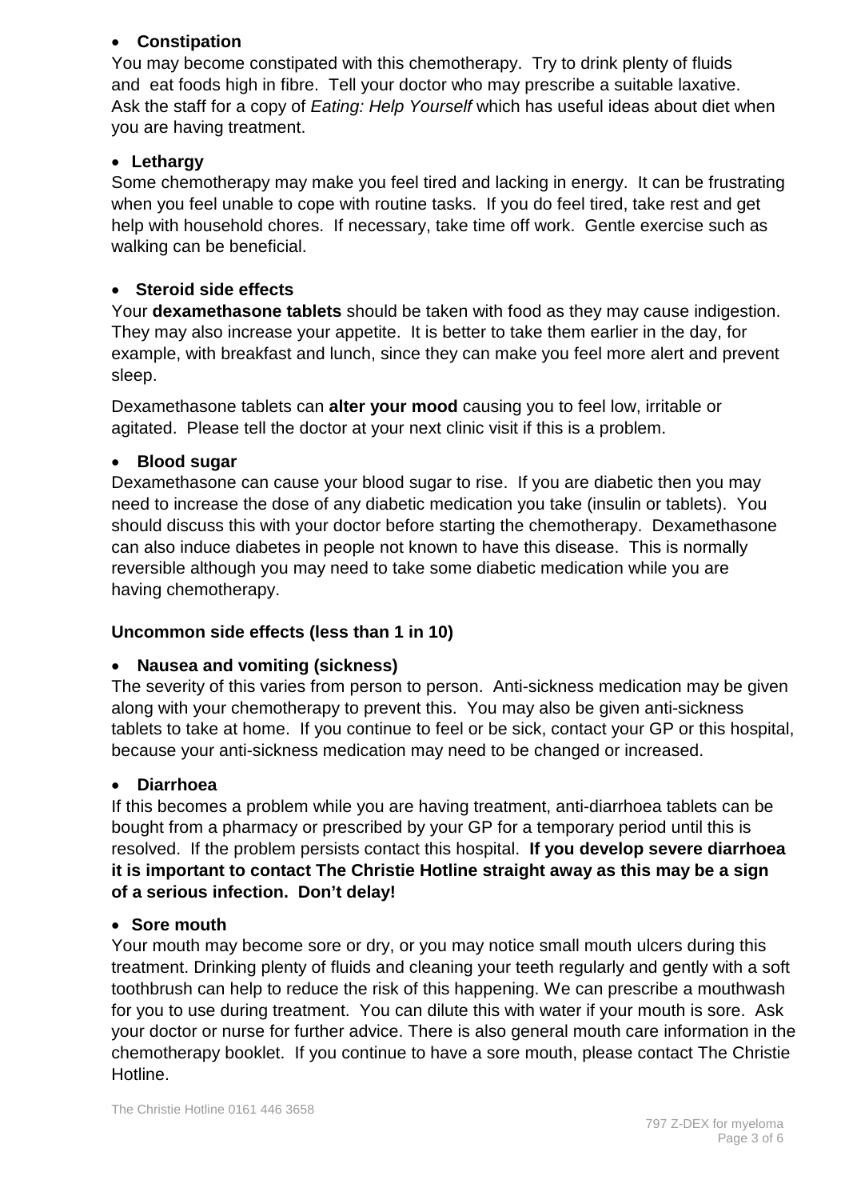- **Constipation**

You may become constipated with this chemotherapy. Try to drink plenty of fluids and eat foods high in fibre. Tell your doctor who may prescribe a suitable laxative. Ask the staff for a copy of *Eating: Help Yourself* which has useful ideas about diet when you are having treatment.

- **Lethargy**

Some chemotherapy may make you feel tired and lacking in energy. It can be frustrating when you feel unable to cope with routine tasks. If you do feel tired, take rest and get help with household chores. If necessary, take time off work. Gentle exercise such as walking can be beneficial.

- **Steroid side effects**

Your **dexamethasone tablets** should be taken with food as they may cause indigestion. They may also increase your appetite. It is better to take them earlier in the day, for example, with breakfast and lunch, since they can make you feel more alert and prevent sleep.

Dexamethasone tablets can **alter your mood** causing you to feel low, irritable or agitated. Please tell the doctor at your next clinic visit if this is a problem.

- **Blood sugar**

Dexamethasone can cause your blood sugar to rise. If you are diabetic then you may need to increase the dose of any diabetic medication you take (insulin or tablets). You should discuss this with your doctor before starting the chemotherapy. Dexamethasone can also induce diabetes in people not known to have this disease. This is normally reversible although you may need to take some diabetic medication while you are having chemotherapy.

### Uncommon side effects (less than 1 in 10)

- **Nausea and vomiting (sickness)**

The severity of this varies from person to person. Anti-sickness medication may be given along with your chemotherapy to prevent this. You may also be given anti-sickness tablets to take at home. If you continue to feel or be sick, contact your GP or this hospital, because your anti-sickness medication may need to be changed or increased.

- **Diarrhoea**

If this becomes a problem while you are having treatment, anti-diarrhoea tablets can be bought from a pharmacy or prescribed by your GP for a temporary period until this is resolved. If the problem persists contact this hospital. **If you develop severe diarrhoea it is important to contact The Christie Hotline straight away as this may be a sign of a serious infection. Don't delay!**

- **Sore mouth**

Your mouth may become sore or dry, or you may notice small mouth ulcers during this treatment. Drinking plenty of fluids and cleaning your teeth regularly and gently with a soft toothbrush can help to reduce the risk of this happening. We can prescribe a mouthwash for you to use during treatment. You can dilute this with water if your mouth is sore. Ask your doctor or nurse for further advice. There is also general mouth care information in the chemotherapy booklet. If you continue to have a sore mouth, please contact The Christie Hotline.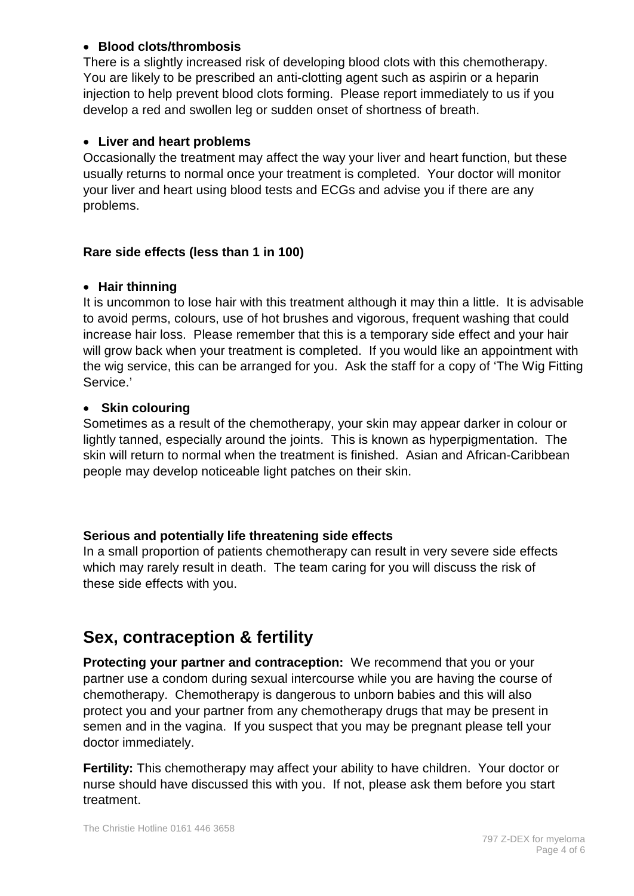- **Blood clots/thrombosis**

There is a slightly increased risk of developing blood clots with this chemotherapy. You are likely to be prescribed an anti-clotting agent such as aspirin or a heparin injection to help prevent blood clots forming. Please report immediately to us if you develop a red and swollen leg or sudden onset of shortness of breath.

- **Liver and heart problems**

Occasionally the treatment may affect the way your liver and heart function, but these usually returns to normal once your treatment is completed. Your doctor will monitor your liver and heart using blood tests and ECGs and advise you if there are any problems.

**Rare side effects (less than 1 in 100)**

- **Hair thinning**

It is uncommon to lose hair with this treatment although it may thin a little. It is advisable to avoid perms, colours, use of hot brushes and vigorous, frequent washing that could increase hair loss. Please remember that this is a temporary side effect and your hair will grow back when your treatment is completed. If you would like an appointment with the wig service, this can be arranged for you. Ask the staff for a copy of 'The Wig Fitting Service.'

- **Skin colouring**

Sometimes as a result of the chemotherapy, your skin may appear darker in colour or lightly tanned, especially around the joints. This is known as hyperpigmentation. The skin will return to normal when the treatment is finished. Asian and African-Caribbean people may develop noticeable light patches on their skin.

**Serious and potentially life threatening side effects**

In a small proportion of patients chemotherapy can result in very severe side effects which may rarely result in death. The team caring for you will discuss the risk of these side effects with you.

## Sex, contraception & fertility

**Protecting your partner and contraception:** We recommend that you or your partner use a condom during sexual intercourse while you are having the course of chemotherapy. Chemotherapy is dangerous to unborn babies and this will also protect you and your partner from any chemotherapy drugs that may be present in semen and in the vagina. If you suspect that you may be pregnant please tell your doctor immediately.

**Fertility:** This chemotherapy may affect your ability to have children. Your doctor or nurse should have discussed this with you. If not, please ask them before you start treatment.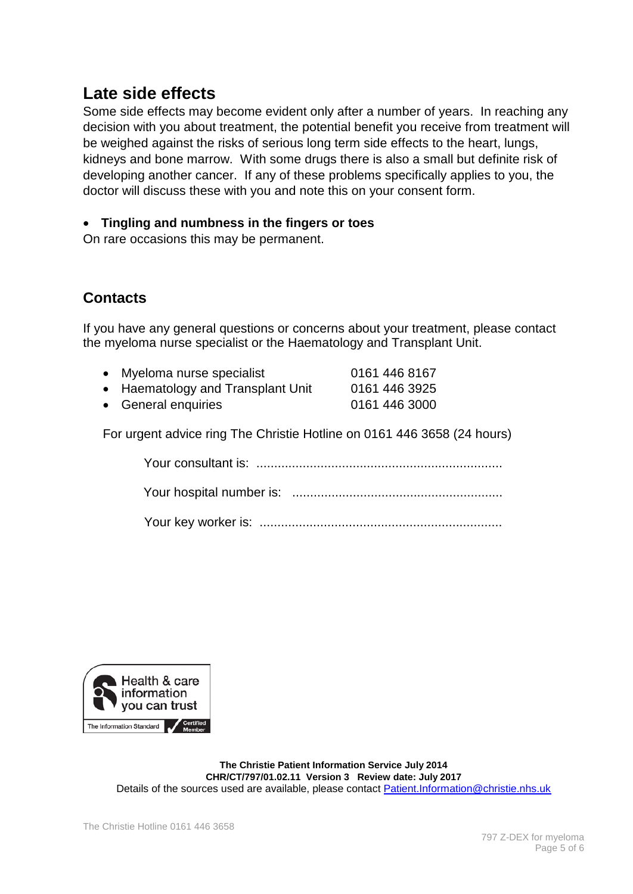## Late side effects

Some side effects may become evident only after a number of years. In reaching any decision with you about treatment, the potential benefit you receive from treatment will be weighed against the risks of serious long term side effects to the heart, lungs, kidneys and bone marrow. With some drugs there is also a small but definite risk of developing another cancer. If any of these problems specifically applies to you, the doctor will discuss these with you and note this on your consent form.

- **Tingling and numbness in the fingers or toes**

On rare occasions this may be permanent.

## Contacts

If you have any general questions or concerns about your treatment, please contact the myeloma nurse specialist or the Haematology and Transplant Unit.

- Myeloma nurse specialist 0161 446 8167
- Haematology and Transplant Unit 0161 446 3925
- General enquiries 0161 446 3000

For urgent advice ring The Christie Hotline on 0161 446 3658 (24 hours)

Your consultant is: ....................................................................

Your hospital number is: ..........................................................

Your key worker is: ...................................................................

Health & care information you can trust

The Information Standard Certified Member

**The Christie Patient Information Service July 2014**
**CHR/CT/797/01.02.11 Version 3 Review date: July 2017**
Details of the sources used are available, please contact Patient.Information@christie.nhs.uk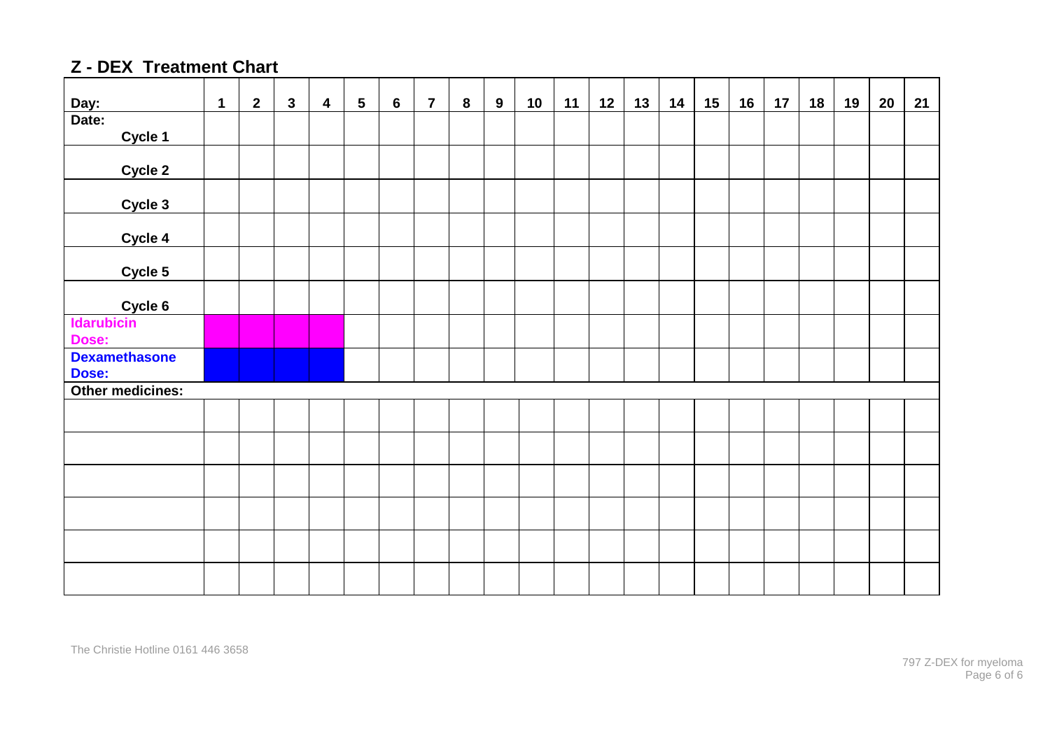## Z - DEX Treatment Chart

| Day: | 1 | 2 | 3 | 4 | 5 | 6 | 7 | 8 | 9 | 10 | 11 | 12 | 13 | 14 | 15 | 16 | 17 | 18 | 19 | 20 | 21 |
|---|---|---|---|---|---|---|---|---|---|---|---|---|---|---|---|---|---|---|---|---|---|
| Date: Cycle 1 | | | | | | | | | | | | | | | | | | | | | |
| Cycle 2 | | | | | | | | | | | | | | | | | | | | | |
| Cycle 3 | | | | | | | | | | | | | | | | | | | | | |
| Cycle 4 | | | | | | | | | | | | | | | | | | | | | |
| Cycle 5 | | | | | | | | | | | | | | | | | | | | | |
| Cycle 6 | | | | | | | | | | | | | | | | | | | | | |
| **Idarubicin** Dose: | | | | | | | | | | | | | | | | | | | | | |
| **Dexamethasone** Dose: | | | | | | | | | | | | | | | | | | | | | |
| **Other medicines:** | | | | | | | | | | | | | | | | | | | | | |
| | | | | | | | | | | | | | | | | | | | | | |
| | | | | | | | | | | | | | | | | | | | | | |
| | | | | | | | | | | | | | | | | | | | | | |
| | | | | | | | | | | | | | | | | | | | | | |
| | | | | | | | | | | | | | | | | | | | | | |
| | | | | | | | | | | | | | | | | | | | | | |

The Christie Hotline 0161 446 3658

797 Z-DEX for myeloma